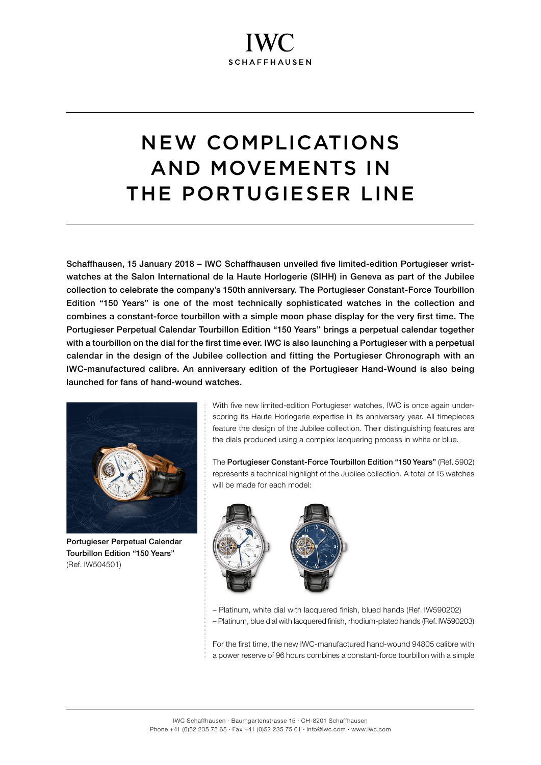# NEW COMPLICATIONS AND MOVEMENTS IN THE PORTUGIESER LINE

**Schaffhausen, 15 January 2018 – IWC Schaffhausen unveiled five limited-edition Portugieser wrist-watches at the Salon International de la Haute Horlogerie (SIHH) in Geneva as part of the Jubilee collection to celebrate the company's 150th anniversary. The Portugieser Constant-Force Tourbillon Edition "150 Years" is one of the most technically sophisticated watches in the collection and combines a constant-force tourbillon with a simple moon phase display for the very first time. The Portugieser Perpetual Calendar Tourbillon Edition "150 Years" brings a perpetual calendar together with a tourbillon on the dial for the first time ever. IWC is also launching a Portugieser with a perpetual calendar in the design of the Jubilee collection and fitting the Portugieser Chronograph with an IWC-manufactured calibre. An anniversary edition of the Portugieser Hand-Wound is also being launched for fans of hand-wound watches.**

**Portugieser Perpetual Calendar Tourbillon Edition "150 Years"** (Ref. IW504501)

With five new limited-edition Portugieser watches, IWC is once again underscoring its Haute Horlogerie expertise in its anniversary year. All timepieces feature the design of the Jubilee collection. Their distinguishing features are the dials produced using a complex lacquering process in white or blue.

The **Portugieser Constant-Force Tourbillon Edition "150 Years"** (Ref. 5902) represents a technical highlight of the Jubilee collection. A total of 15 watches will be made for each model:

– Platinum, white dial with lacquered finish, blued hands (Ref. IW590202)
– Platinum, blue dial with lacquered finish, rhodium-plated hands (Ref. IW590203)

For the first time, the new IWC-manufactured hand-wound 94805 calibre with a power reserve of 96 hours combines a constant-force tourbillon with a simple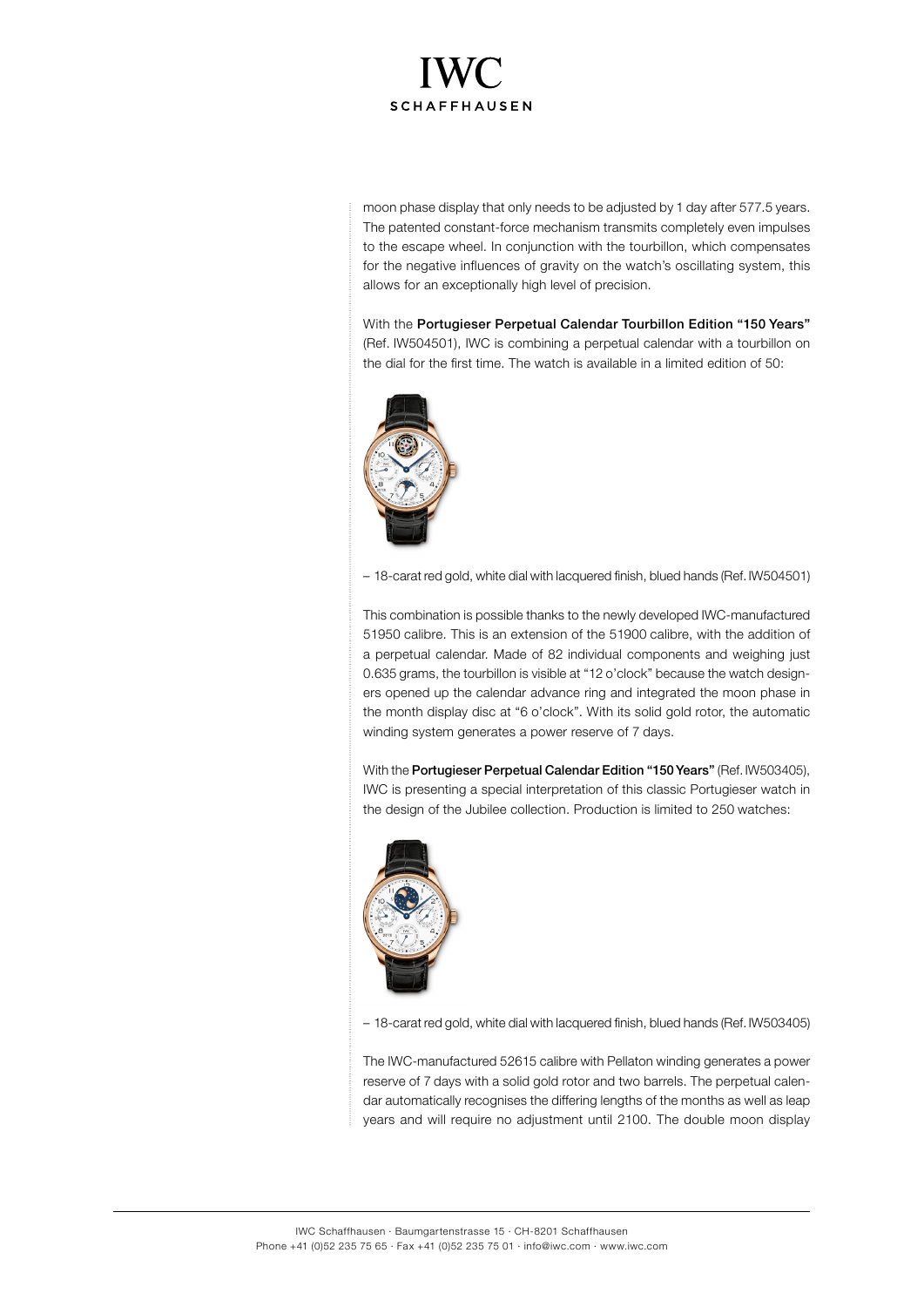moon phase display that only needs to be adjusted by 1 day after 577.5 years. The patented constant-force mechanism transmits completely even impulses to the escape wheel. In conjunction with the tourbillon, which compensates for the negative influences of gravity on the watch's oscillating system, this allows for an exceptionally high level of precision.

With the **Portugieser Perpetual Calendar Tourbillon Edition "150 Years"** (Ref. IW504501), IWC is combining a perpetual calendar with a tourbillon on the dial for the first time. The watch is available in a limited edition of 50:

– 18-carat red gold, white dial with lacquered finish, blued hands (Ref. IW504501)

This combination is possible thanks to the newly developed IWC-manufactured 51950 calibre. This is an extension of the 51900 calibre, with the addition of a perpetual calendar. Made of 82 individual components and weighing just 0.635 grams, the tourbillon is visible at "12 o'clock" because the watch designers opened up the calendar advance ring and integrated the moon phase in the month display disc at "6 o'clock". With its solid gold rotor, the automatic winding system generates a power reserve of 7 days.

With the **Portugieser Perpetual Calendar Edition "150 Years"** (Ref. IW503405), IWC is presenting a special interpretation of this classic Portugieser watch in the design of the Jubilee collection. Production is limited to 250 watches:

– 18-carat red gold, white dial with lacquered finish, blued hands (Ref. IW503405)

The IWC-manufactured 52615 calibre with Pellaton winding generates a power reserve of 7 days with a solid gold rotor and two barrels. The perpetual calendar automatically recognises the differing lengths of the months as well as leap years and will require no adjustment until 2100. The double moon display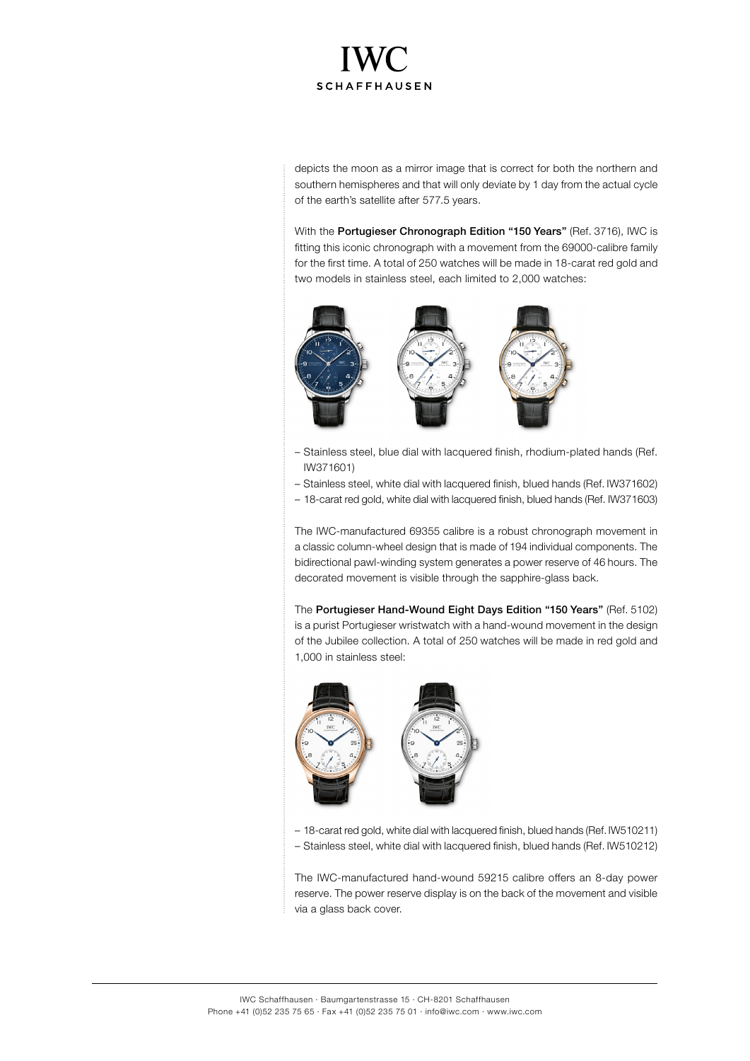depicts the moon as a mirror image that is correct for both the northern and southern hemispheres and that will only deviate by 1 day from the actual cycle of the earth's satellite after 577.5 years.

With the **Portugieser Chronograph Edition "150 Years"** (Ref. 3716), IWC is fitting this iconic chronograph with a movement from the 69000-calibre family for the first time. A total of 250 watches will be made in 18-carat red gold and two models in stainless steel, each limited to 2,000 watches:

– Stainless steel, blue dial with lacquered finish, rhodium-plated hands (Ref. IW371601)
– Stainless steel, white dial with lacquered finish, blued hands (Ref. IW371602)
– 18-carat red gold, white dial with lacquered finish, blued hands (Ref. IW371603)

The IWC-manufactured 69355 calibre is a robust chronograph movement in a classic column-wheel design that is made of 194 individual components. The bidirectional pawl-winding system generates a power reserve of 46 hours. The decorated movement is visible through the sapphire-glass back.

The **Portugieser Hand-Wound Eight Days Edition "150 Years"** (Ref. 5102) is a purist Portugieser wristwatch with a hand-wound movement in the design of the Jubilee collection. A total of 250 watches will be made in red gold and 1,000 in stainless steel:

– 18-carat red gold, white dial with lacquered finish, blued hands (Ref. IW510211)
– Stainless steel, white dial with lacquered finish, blued hands (Ref. IW510212)

The IWC-manufactured hand-wound 59215 calibre offers an 8-day power reserve. The power reserve display is on the back of the movement and visible via a glass back cover.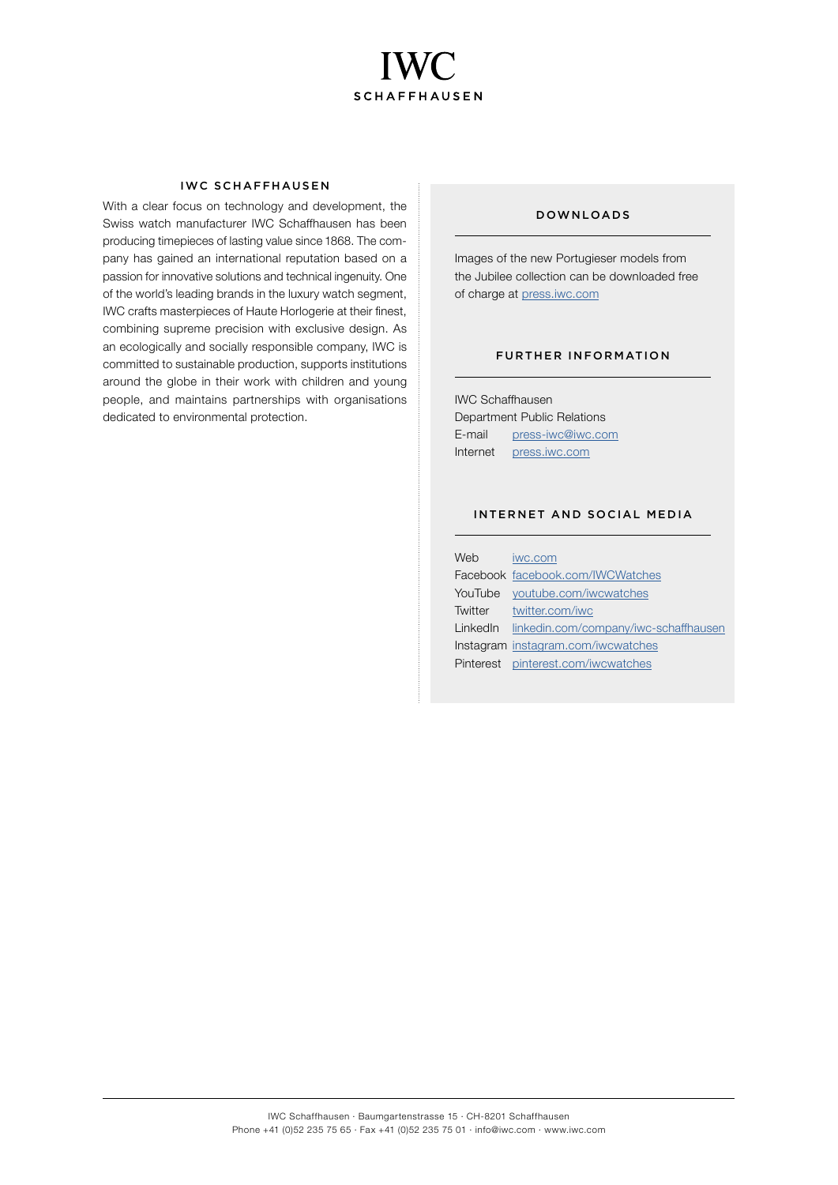## IWC SCHAFFHAUSEN

With a clear focus on technology and development, the Swiss watch manufacturer IWC Schaffhausen has been producing timepieces of lasting value since 1868. The company has gained an international reputation based on a passion for innovative solutions and technical ingenuity. One of the world's leading brands in the luxury watch segment, IWC crafts masterpieces of Haute Horlogerie at their finest, combining supreme precision with exclusive design. As an ecologically and socially responsible company, IWC is committed to sustainable production, supports institutions around the globe in their work with children and young people, and maintains partnerships with organisations dedicated to environmental protection.

## DOWNLOADS

Images of the new Portugieser models from the Jubilee collection can be downloaded free of charge at press.iwc.com

## FURTHER INFORMATION

IWC Schaffhausen
Department Public Relations

| | |
|---|---|
| E-mail | press-iwc@iwc.com |
| Internet | press.iwc.com |

## INTERNET AND SOCIAL MEDIA

| | |
|---|---|
| Web | iwc.com |
| Facebook | facebook.com/IWCWatches |
| YouTube | youtube.com/iwcwatches |
| Twitter | twitter.com/iwc |
| LinkedIn | linkedin.com/company/iwc-schaffhausen |
| Instagram | instagram.com/iwcwatches |
| Pinterest | pinterest.com/iwcwatches |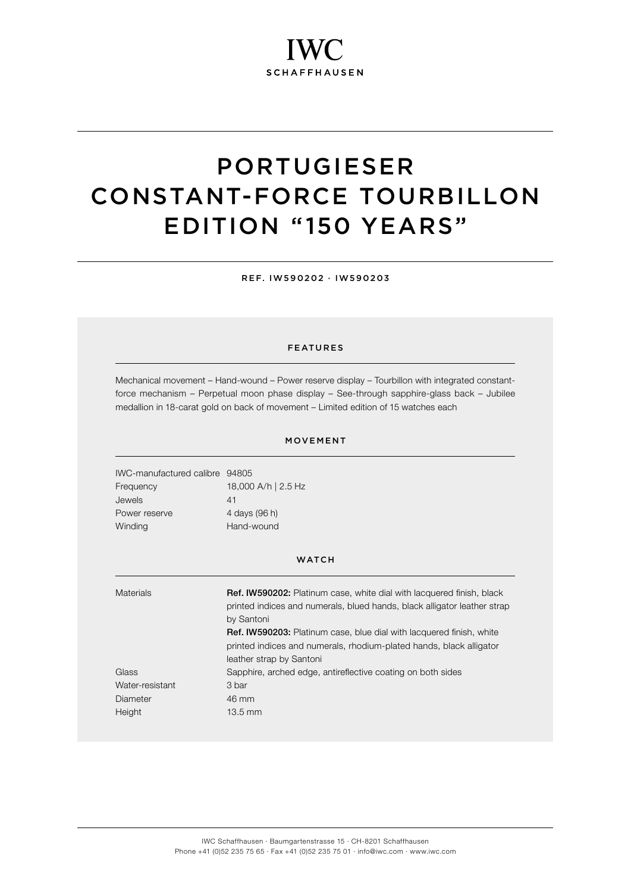IWC
SCHAFFHAUSEN

# PORTUGIESER CONSTANT-FORCE TOURBILLON EDITION "150 YEARS"

REF. IW590202 · IW590203

## FEATURES

Mechanical movement – Hand-wound – Power reserve display – Tourbillon with integrated constant-force mechanism – Perpetual moon phase display – See-through sapphire-glass back – Jubilee medallion in 18-carat gold on back of movement – Limited edition of 15 watches each

## MOVEMENT

| | |
|---|---|
| IWC-manufactured calibre | 94805 |
| Frequency | 18,000 A/h \| 2.5 Hz |
| Jewels | 41 |
| Power reserve | 4 days (96 h) |
| Winding | Hand-wound |

## WATCH

| | |
|---|---|
| Materials | **Ref. IW590202:** Platinum case, white dial with lacquered finish, black printed indices and numerals, blued hands, black alligator leather strap by Santoni<br>**Ref. IW590203:** Platinum case, blue dial with lacquered finish, white printed indices and numerals, rhodium-plated hands, black alligator leather strap by Santoni |
| Glass | Sapphire, arched edge, antireflective coating on both sides |
| Water-resistant | 3 bar |
| Diameter | 46 mm |
| Height | 13.5 mm |

IWC Schaffhausen · Baumgartenstrasse 15 · CH-8201 Schaffhausen
Phone +41 (0)52 235 75 65 · Fax +41 (0)52 235 75 01 · info@iwc.com · www.iwc.com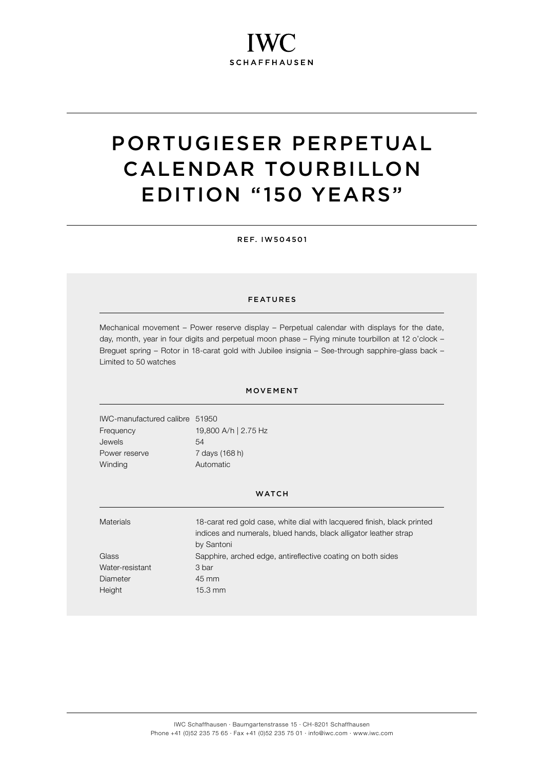IWC
SCHAFFHAUSEN

# PORTUGIESER PERPETUAL CALENDAR TOURBILLON EDITION "150 YEARS"

REF. IW504501

## FEATURES

Mechanical movement – Power reserve display – Perpetual calendar with displays for the date, day, month, year in four digits and perpetual moon phase – Flying minute tourbillon at 12 o'clock – Breguet spring – Rotor in 18-carat gold with Jubilee insignia – See-through sapphire-glass back – Limited to 50 watches

## MOVEMENT

| | |
|---|---|
| IWC-manufactured calibre | 51950 |
| Frequency | 19,800 A/h \| 2.75 Hz |
| Jewels | 54 |
| Power reserve | 7 days (168 h) |
| Winding | Automatic |

## WATCH

| | |
|---|---|
| Materials | 18-carat red gold case, white dial with lacquered finish, black printed indices and numerals, blued hands, black alligator leather strap by Santoni |
| Glass | Sapphire, arched edge, antireflective coating on both sides |
| Water-resistant | 3 bar |
| Diameter | 45 mm |
| Height | 15.3 mm |

IWC Schaffhausen · Baumgartenstrasse 15 · CH-8201 Schaffhausen
Phone +41 (0)52 235 75 65 · Fax +41 (0)52 235 75 01 · info@iwc.com · www.iwc.com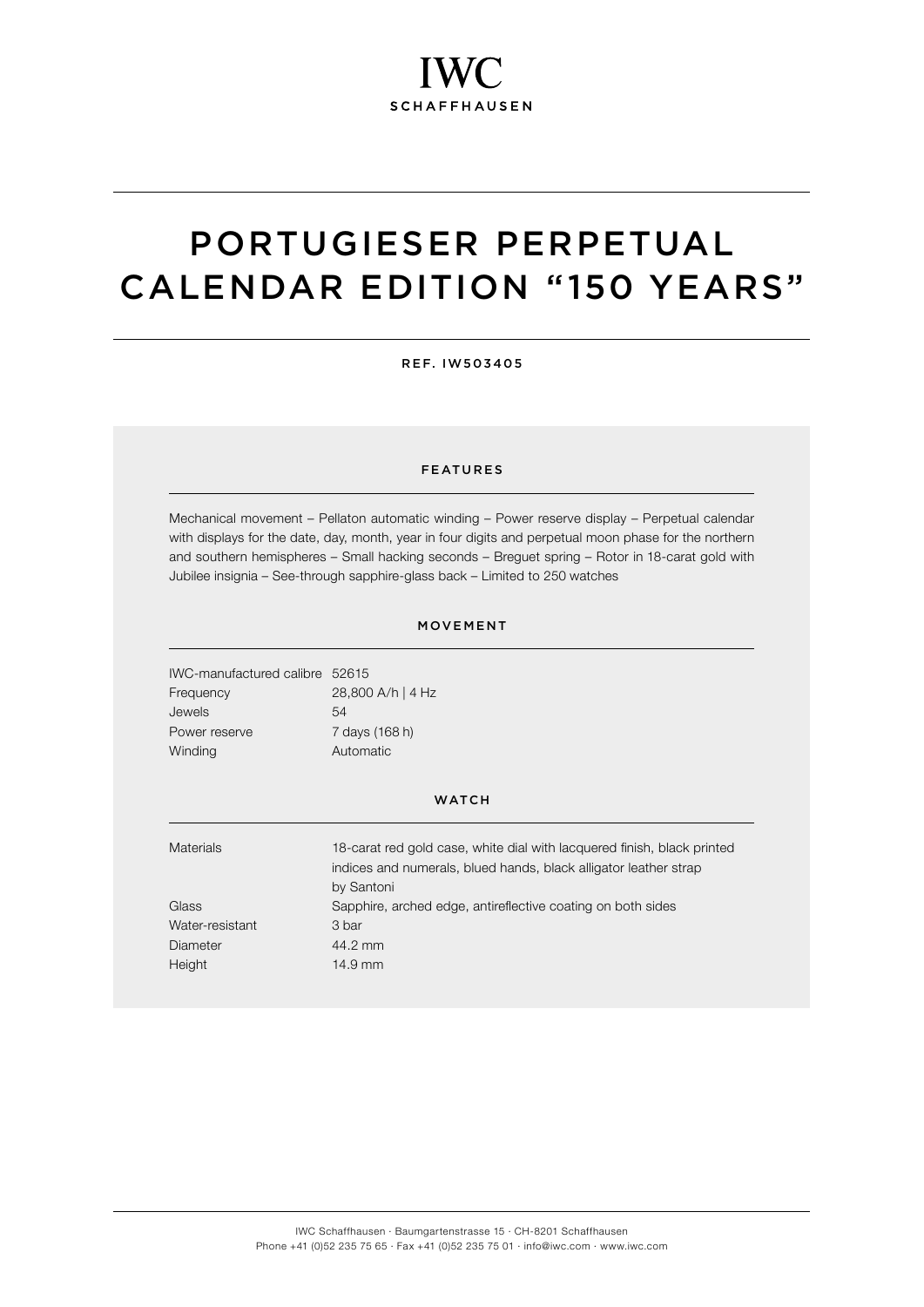IWC

SCHAFFHAUSEN

# PORTUGIESER PERPETUAL CALENDAR EDITION “150 YEARS”

REF. IW503405

## FEATURES

Mechanical movement – Pellaton automatic winding – Power reserve display – Perpetual calendar with displays for the date, day, month, year in four digits and perpetual moon phase for the northern and southern hemispheres – Small hacking seconds – Breguet spring – Rotor in 18-carat gold with Jubilee insignia – See-through sapphire-glass back – Limited to 250 watches

## MOVEMENT

| | |
|---|---|
| IWC-manufactured calibre | 52615 |
| Frequency | 28,800 A/h \| 4 Hz |
| Jewels | 54 |
| Power reserve | 7 days (168 h) |
| Winding | Automatic |

## WATCH

| | |
|---|---|
| Materials | 18-carat red gold case, white dial with lacquered finish, black printed indices and numerals, blued hands, black alligator leather strap by Santoni |
| Glass | Sapphire, arched edge, antireflective coating on both sides |
| Water-resistant | 3 bar |
| Diameter | 44.2 mm |
| Height | 14.9 mm |

IWC Schaffhausen · Baumgartenstrasse 15 · CH-8201 Schaffhausen
Phone +41 (0)52 235 75 65 · Fax +41 (0)52 235 75 01 · info@iwc.com · www.iwc.com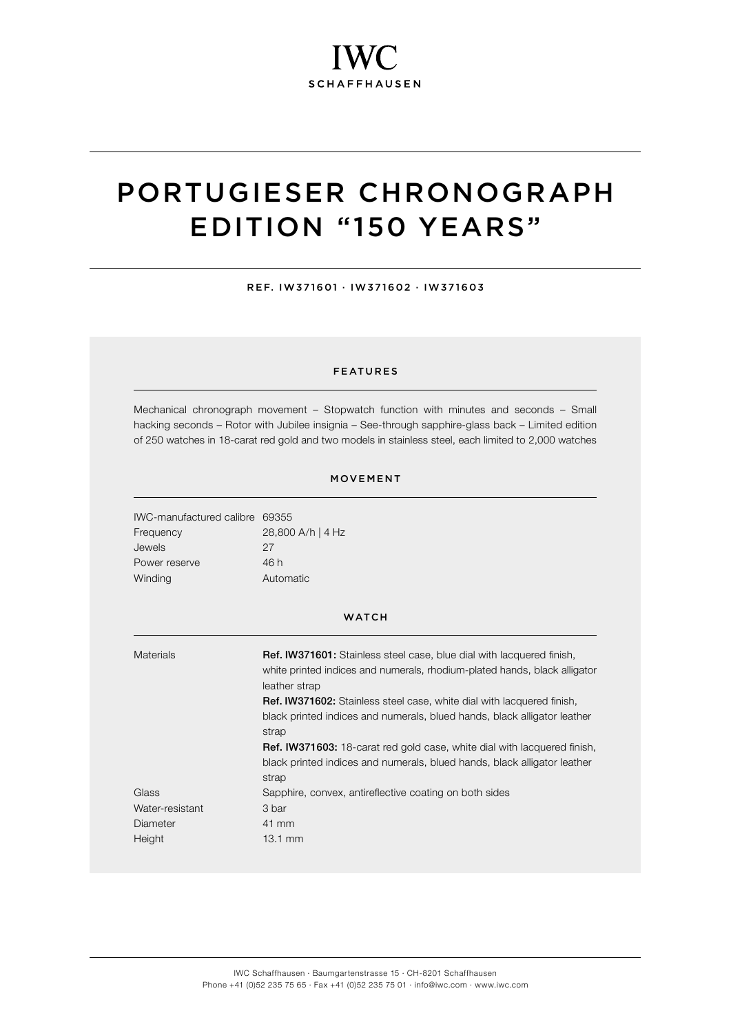IWC
SCHAFFHAUSEN

# PORTUGIESER CHRONOGRAPH EDITION "150 YEARS"

REF. IW371601 · IW371602 · IW371603

## FEATURES

Mechanical chronograph movement – Stopwatch function with minutes and seconds – Small hacking seconds – Rotor with Jubilee insignia – See-through sapphire-glass back – Limited edition of 250 watches in 18-carat red gold and two models in stainless steel, each limited to 2,000 watches

## MOVEMENT

| | |
|---|---|
| IWC-manufactured calibre | 69355 |
| Frequency | 28,800 A/h \| 4 Hz |
| Jewels | 27 |
| Power reserve | 46 h |
| Winding | Automatic |

## WATCH

| | |
|---|---|
| Materials | **Ref. IW371601:** Stainless steel case, blue dial with lacquered finish, white printed indices and numerals, rhodium-plated hands, black alligator leather strap<br>**Ref. IW371602:** Stainless steel case, white dial with lacquered finish, black printed indices and numerals, blued hands, black alligator leather strap<br>**Ref. IW371603:** 18-carat red gold case, white dial with lacquered finish, black printed indices and numerals, blued hands, black alligator leather strap |
| Glass | Sapphire, convex, antireflective coating on both sides |
| Water-resistant | 3 bar |
| Diameter | 41 mm |
| Height | 13.1 mm |

IWC Schaffhausen · Baumgartenstrasse 15 · CH-8201 Schaffhausen
Phone +41 (0)52 235 75 65 · Fax +41 (0)52 235 75 01 · info@iwc.com · www.iwc.com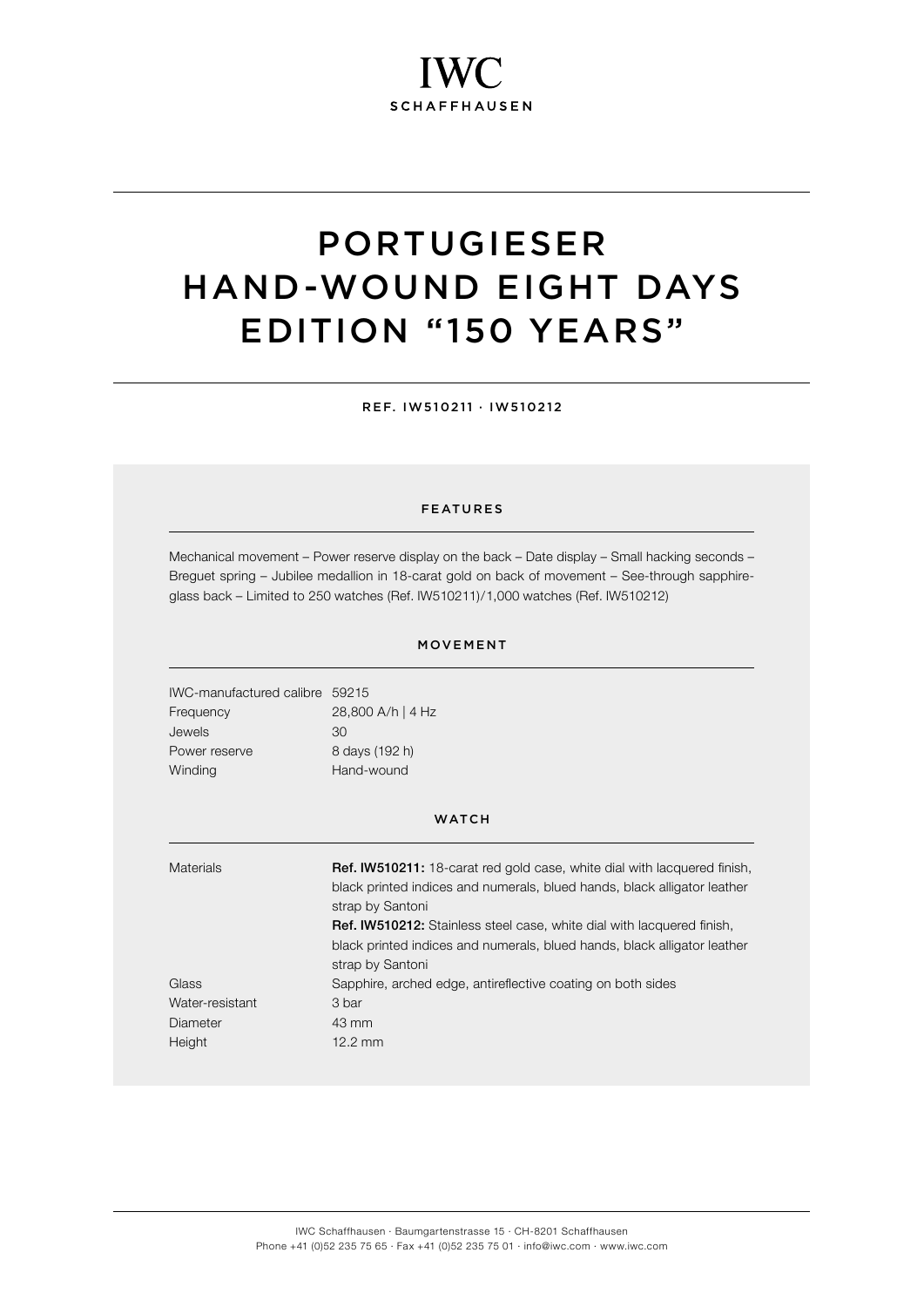IWC
SCHAFFHAUSEN

# PORTUGIESER HAND-WOUND EIGHT DAYS EDITION “150 YEARS”

REF. IW510211 · IW510212

## FEATURES

Mechanical movement – Power reserve display on the back – Date display – Small hacking seconds – Breguet spring – Jubilee medallion in 18-carat gold on back of movement – See-through sapphire-glass back – Limited to 250 watches (Ref. IW510211)/1,000 watches (Ref. IW510212)

## MOVEMENT

| | |
|---|---|
| IWC-manufactured calibre | 59215 |
| Frequency | 28,800 A/h \| 4 Hz |
| Jewels | 30 |
| Power reserve | 8 days (192 h) |
| Winding | Hand-wound |

## WATCH

| | |
|---|---|
| Materials | **Ref. IW510211:** 18-carat red gold case, white dial with lacquered finish, black printed indices and numerals, blued hands, black alligator leather strap by Santoni<br>**Ref. IW510212:** Stainless steel case, white dial with lacquered finish, black printed indices and numerals, blued hands, black alligator leather strap by Santoni |
| Glass | Sapphire, arched edge, antireflective coating on both sides |
| Water-resistant | 3 bar |
| Diameter | 43 mm |
| Height | 12.2 mm |

IWC Schaffhausen · Baumgartenstrasse 15 · CH-8201 Schaffhausen
Phone +41 (0)52 235 75 65 · Fax +41 (0)52 235 75 01 · info@iwc.com · www.iwc.com